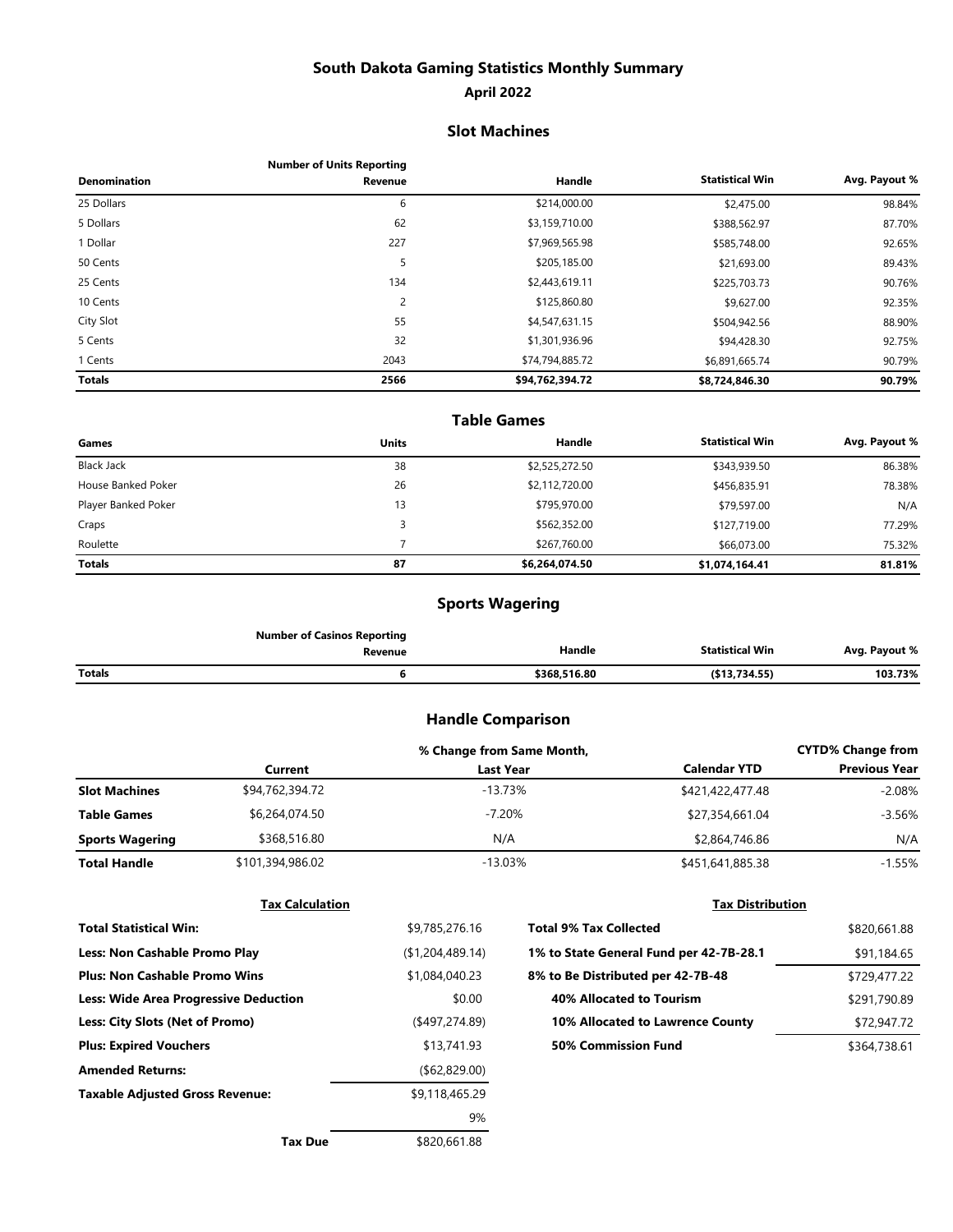# South Dakota Gaming Statistics Monthly Summary

## April 2022

### Slot Machines

| Denomination | Number of Units Reporting Revenue | Handle | Statistical Win | Avg. Payout % |
|---|---|---|---|---|
| 25 Dollars | 6 | $214,000.00 | $2,475.00 | 98.84% |
| 5 Dollars | 62 | $3,159,710.00 | $388,562.97 | 87.70% |
| 1 Dollar | 227 | $7,969,565.98 | $585,748.00 | 92.65% |
| 50 Cents | 5 | $205,185.00 | $21,693.00 | 89.43% |
| 25 Cents | 134 | $2,443,619.11 | $225,703.73 | 90.76% |
| 10 Cents | 2 | $125,860.80 | $9,627.00 | 92.35% |
| City Slot | 55 | $4,547,631.15 | $504,942.56 | 88.90% |
| 5 Cents | 32 | $1,301,936.96 | $94,428.30 | 92.75% |
| 1 Cents | 2043 | $74,794,885.72 | $6,891,665.74 | 90.79% |
| **Totals** | **2566** | **$94,762,394.72** | **$8,724,846.30** | **90.79%** |

### Table Games

| Games | Units | Handle | Statistical Win | Avg. Payout % |
|---|---|---|---|---|
| Black Jack | 38 | $2,525,272.50 | $343,939.50 | 86.38% |
| House Banked Poker | 26 | $2,112,720.00 | $456,835.91 | 78.38% |
| Player Banked Poker | 13 | $795,970.00 | $79,597.00 | N/A |
| Craps | 3 | $562,352.00 | $127,719.00 | 77.29% |
| Roulette | 7 | $267,760.00 | $66,073.00 | 75.32% |
| **Totals** | **87** | **$6,264,074.50** | **$1,074,164.41** | **81.81%** |

### Sports Wagering

| | Number of Casinos Reporting Revenue | Handle | Statistical Win | Avg. Payout % |
|---|---|---|---|---|
| **Totals** | **6** | **$368,516.80** | **($13,734.55)** | **103.73%** |

### Handle Comparison

| | Current | % Change from Same Month, Last Year | Calendar YTD | CYTD% Change from Previous Year |
|---|---|---|---|---|
| **Slot Machines** | $94,762,394.72 | -13.73% | $421,422,477.48 | -2.08% |
| **Table Games** | $6,264,074.50 | -7.20% | $27,354,661.04 | -3.56% |
| **Sports Wagering** | $368,516.80 | N/A | $2,864,746.86 | N/A |
| **Total Handle** | $101,394,986.02 | -13.03% | $451,641,885.38 | -1.55% |

#### Tax Calculation

| | |
|---|---|
| **Total Statistical Win:** | $9,785,276.16 |
| **Less: Non Cashable Promo Play** | ($1,204,489.14) |
| **Plus: Non Cashable Promo Wins** | $1,084,040.23 |
| **Less: Wide Area Progressive Deduction** | $0.00 |
| **Less: City Slots (Net of Promo)** | ($497,274.89) |
| **Plus: Expired Vouchers** | $13,741.93 |
| **Amended Returns:** | ($62,829.00) |
| **Taxable Adjusted Gross Revenue:** | $9,118,465.29 |
| | 9% |
| **Tax Due** | $820,661.88 |

#### Tax Distribution

| | |
|---|---|
| **Total 9% Tax Collected** | $820,661.88 |
| **1% to State General Fund per 42-7B-28.1** | $91,184.65 |
| **8% to Be Distributed per 42-7B-48** | $729,477.22 |
| **40% Allocated to Tourism** | $291,790.89 |
| **10% Allocated to Lawrence County** | $72,947.72 |
| **50% Commission Fund** | $364,738.61 |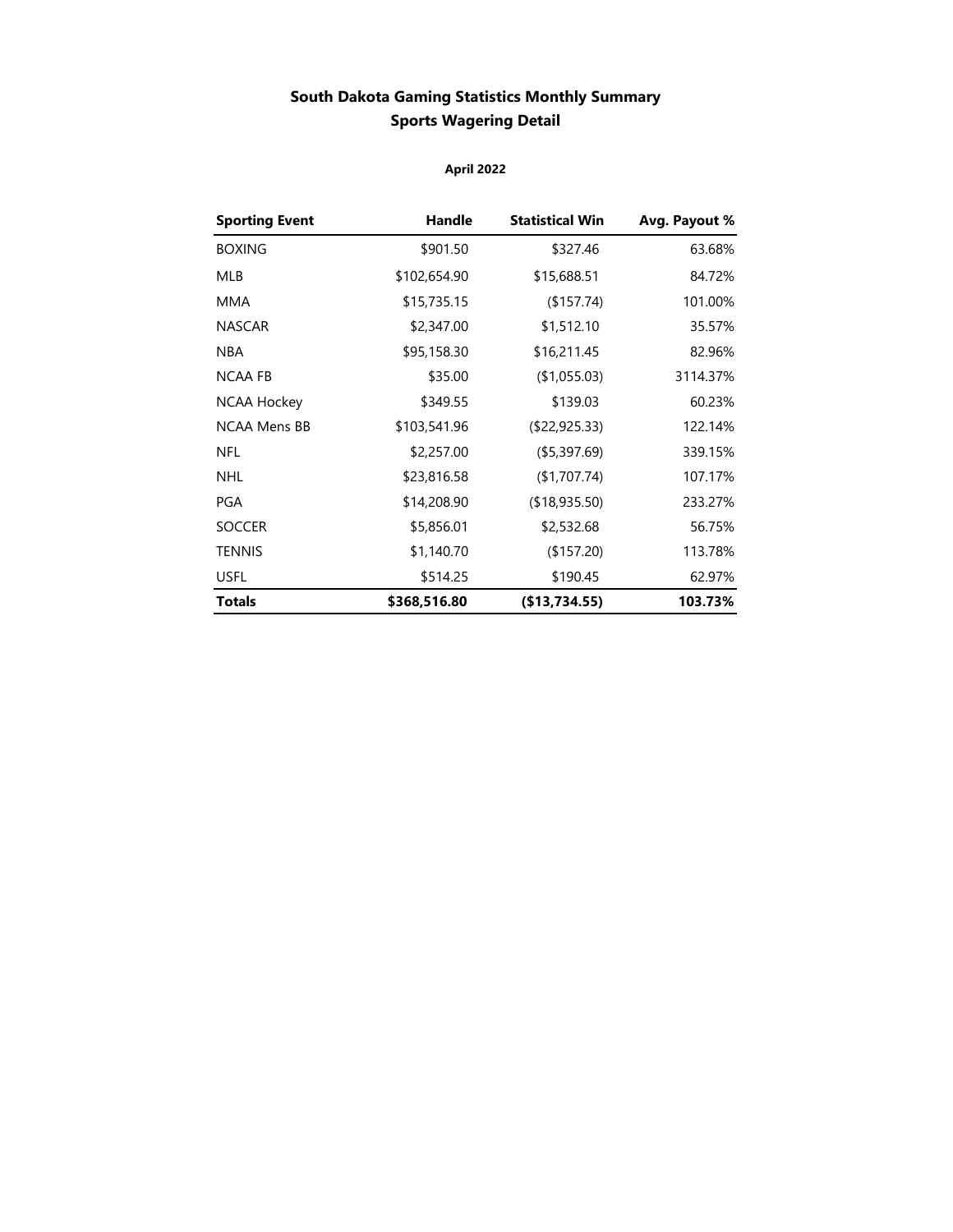# South Dakota Gaming Statistics Monthly Summary
## Sports Wagering Detail

**April 2022**

| Sporting Event | Handle | Statistical Win | Avg. Payout % |
|---|---:|---:|---:|
| BOXING | $901.50 | $327.46 | 63.68% |
| MLB | $102,654.90 | $15,688.51 | 84.72% |
| MMA | $15,735.15 | ($157.74) | 101.00% |
| NASCAR | $2,347.00 | $1,512.10 | 35.57% |
| NBA | $95,158.30 | $16,211.45 | 82.96% |
| NCAA FB | $35.00 | ($1,055.03) | 3114.37% |
| NCAA Hockey | $349.55 | $139.03 | 60.23% |
| NCAA Mens BB | $103,541.96 | ($22,925.33) | 122.14% |
| NFL | $2,257.00 | ($5,397.69) | 339.15% |
| NHL | $23,816.58 | ($1,707.74) | 107.17% |
| PGA | $14,208.90 | ($18,935.50) | 233.27% |
| SOCCER | $5,856.01 | $2,532.68 | 56.75% |
| TENNIS | $1,140.70 | ($157.20) | 113.78% |
| USFL | $514.25 | $190.45 | 62.97% |
| **Totals** | **$368,516.80** | **($13,734.55)** | **103.73%** |